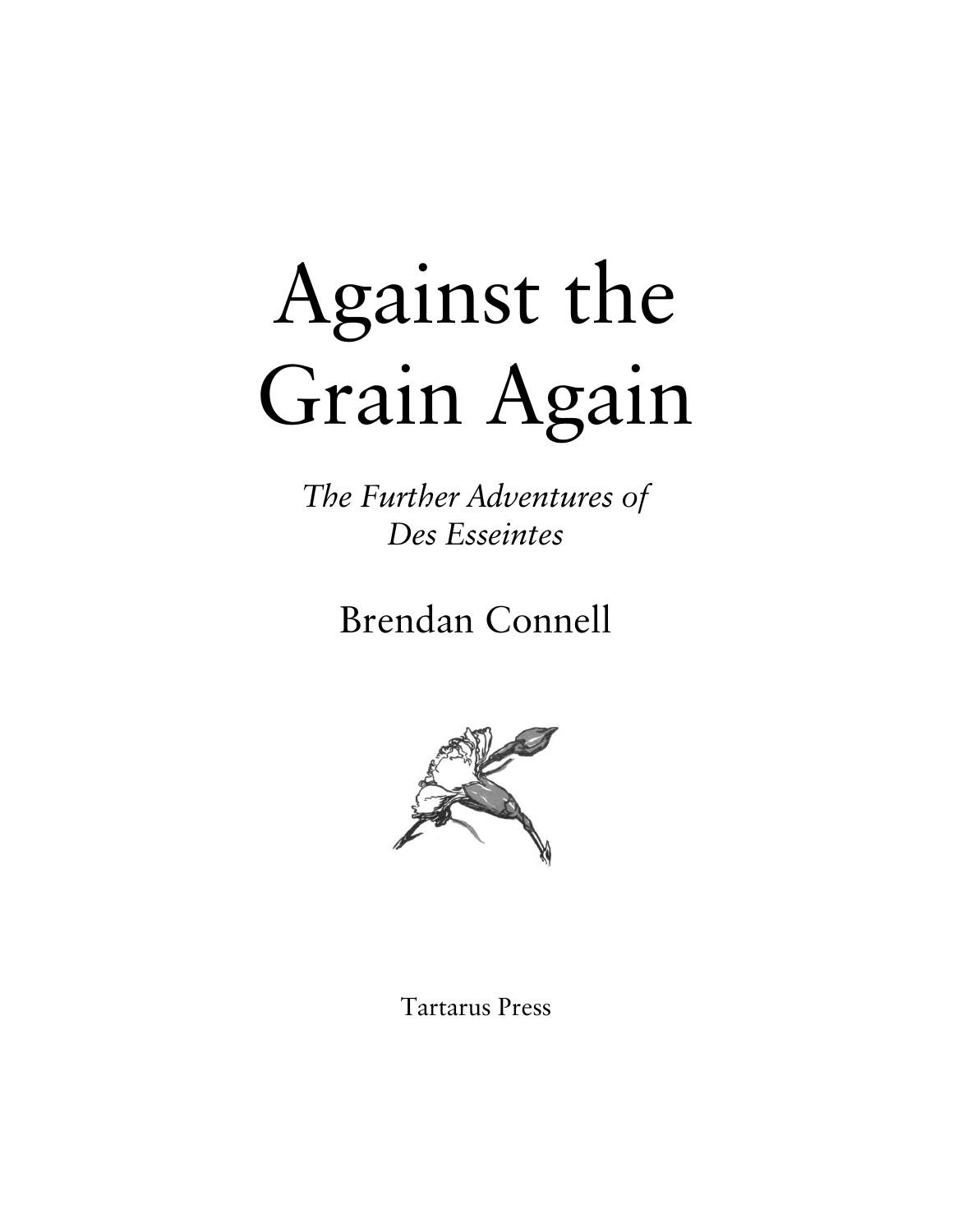# Against the Grain Again

*The Further Adventures of Des Esseintes*

Brendan Connell

Tartarus Press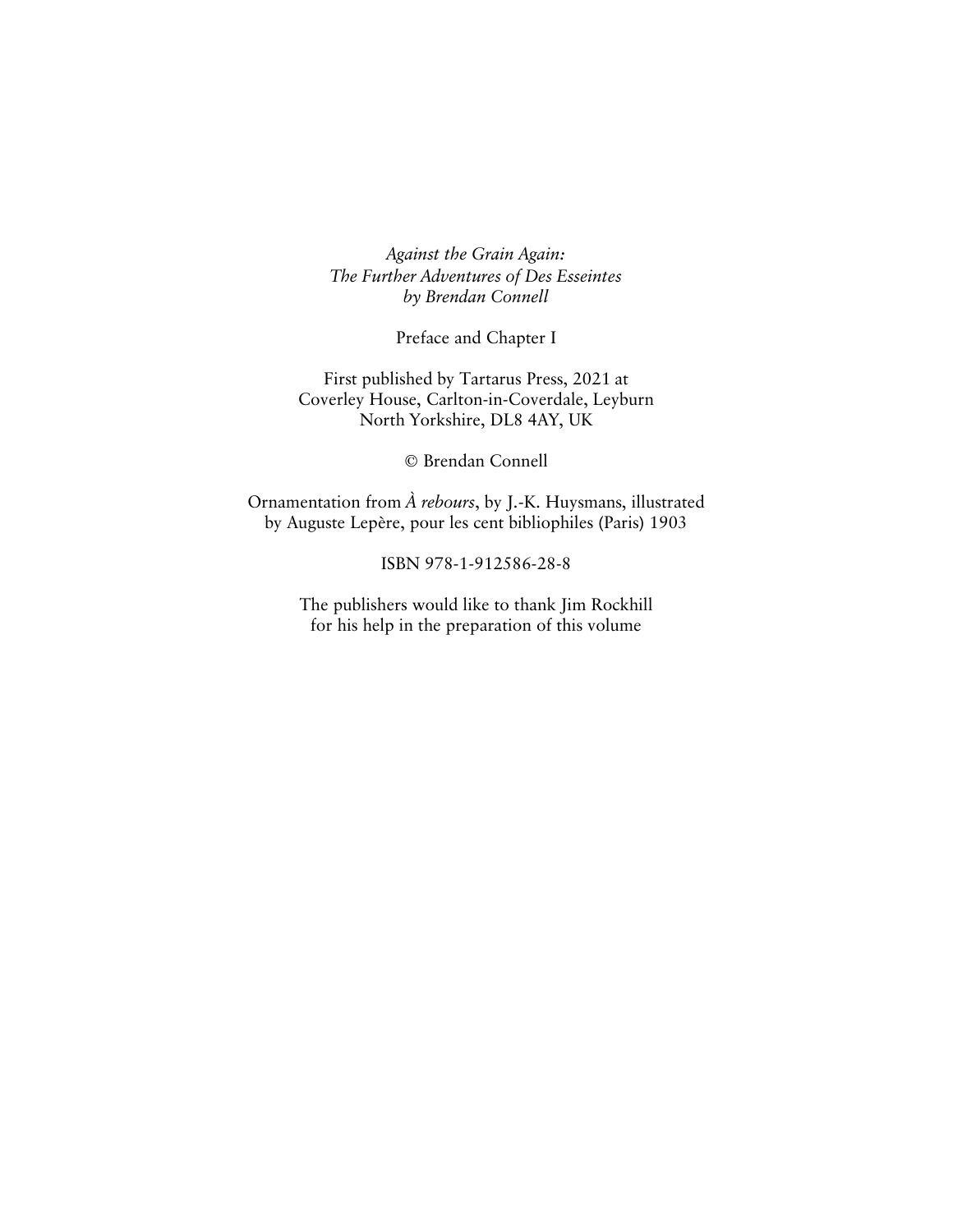*Against the Grain Again:*
*The Further Adventures of Des Esseintes*
*by Brendan Connell*

Preface and Chapter I

First published by Tartarus Press, 2021 at
Coverley House, Carlton-in-Coverdale, Leyburn
North Yorkshire, DL8 4AY, UK

© Brendan Connell

Ornamentation from *À rebours*, by J.-K. Huysmans, illustrated
by Auguste Lepère, pour les cent bibliophiles (Paris) 1903

ISBN 978-1-912586-28-8

The publishers would like to thank Jim Rockhill
for his help in the preparation of this volume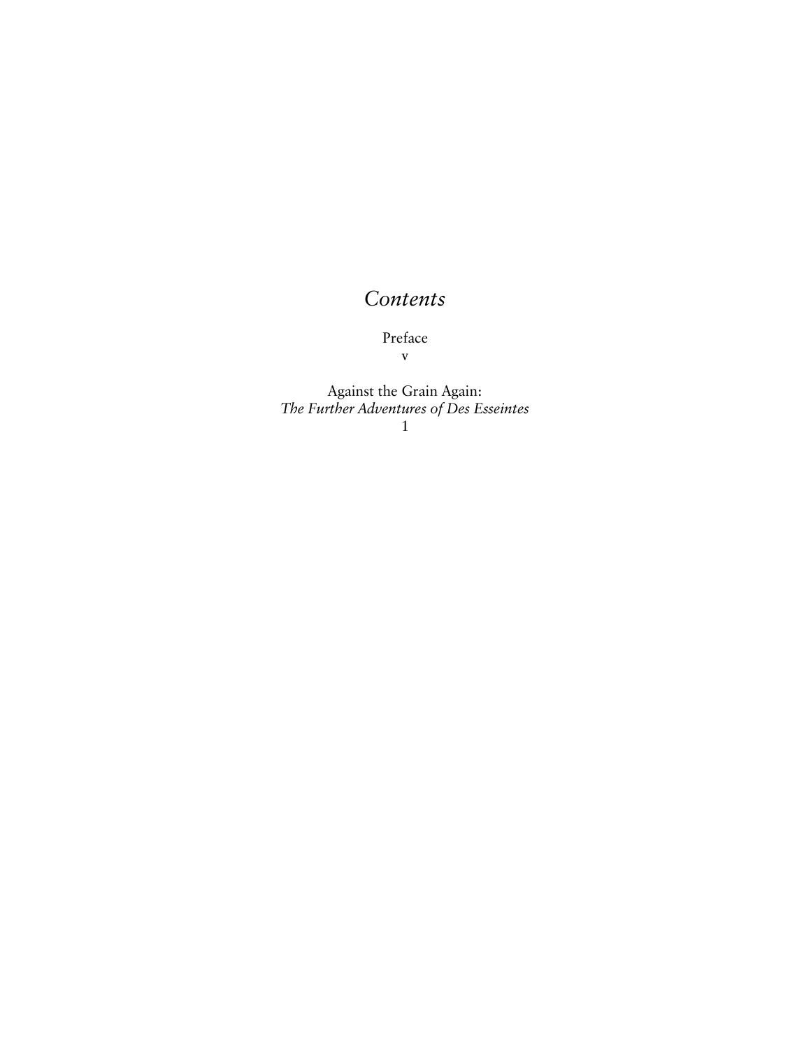# *Contents*

Preface
v

Against the Grain Again:
*The Further Adventures of Des Esseintes*
1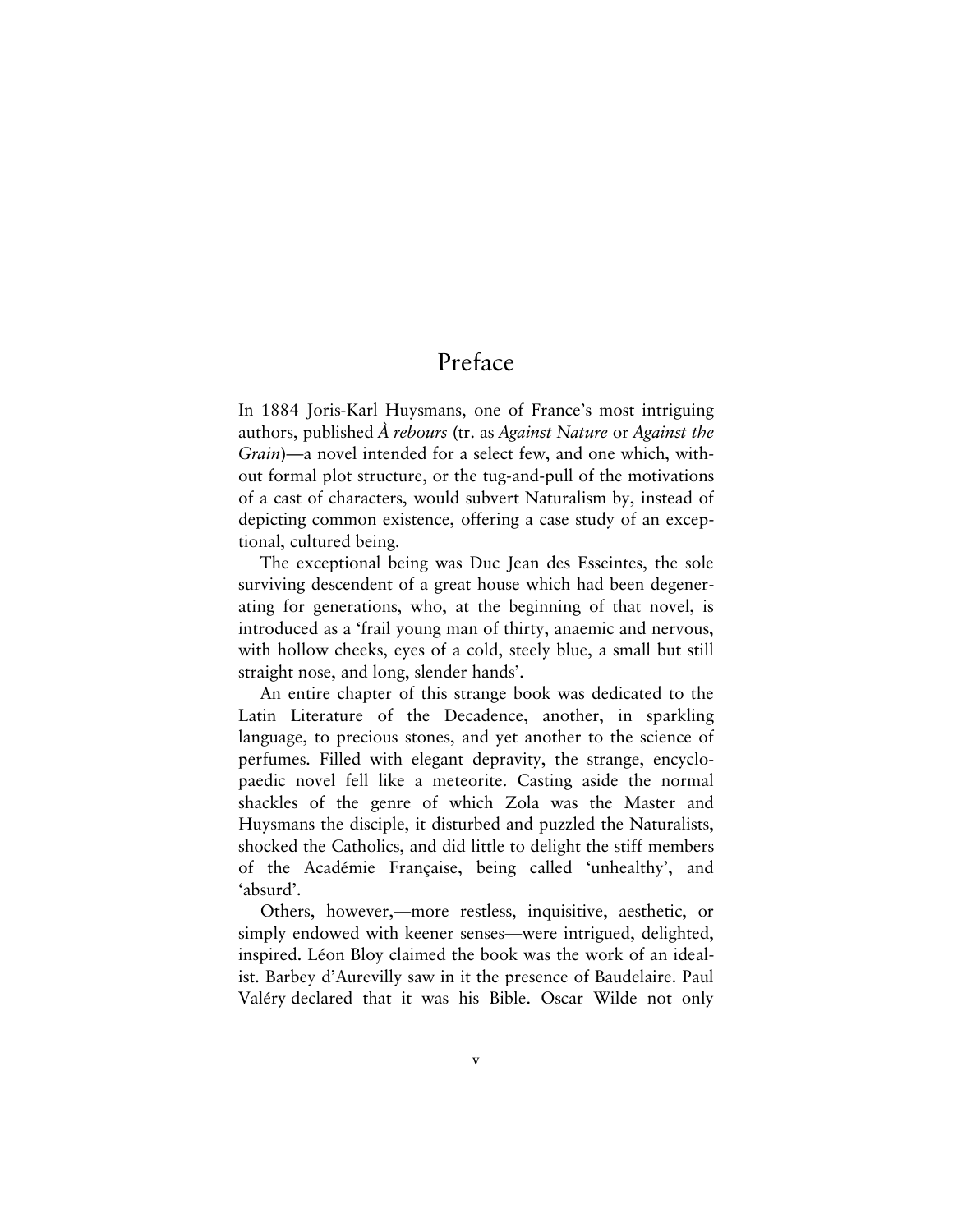# Preface

In 1884 Joris-Karl Huysmans, one of France's most intriguing authors, published *À rebours* (tr. as *Against Nature* or *Against the Grain*)—a novel intended for a select few, and one which, without formal plot structure, or the tug-and-pull of the motivations of a cast of characters, would subvert Naturalism by, instead of depicting common existence, offering a case study of an exceptional, cultured being.

The exceptional being was Duc Jean des Esseintes, the sole surviving descendent of a great house which had been degenerating for generations, who, at the beginning of that novel, is introduced as a 'frail young man of thirty, anaemic and nervous, with hollow cheeks, eyes of a cold, steely blue, a small but still straight nose, and long, slender hands'.

An entire chapter of this strange book was dedicated to the Latin Literature of the Decadence, another, in sparkling language, to precious stones, and yet another to the science of perfumes. Filled with elegant depravity, the strange, encyclopaedic novel fell like a meteorite. Casting aside the normal shackles of the genre of which Zola was the Master and Huysmans the disciple, it disturbed and puzzled the Naturalists, shocked the Catholics, and did little to delight the stiff members of the Académie Française, being called 'unhealthy', and 'absurd'.

Others, however,—more restless, inquisitive, aesthetic, or simply endowed with keener senses—were intrigued, delighted, inspired. Léon Bloy claimed the book was the work of an idealist. Barbey d'Aurevilly saw in it the presence of Baudelaire. Paul Valéry declared that it was his Bible. Oscar Wilde not only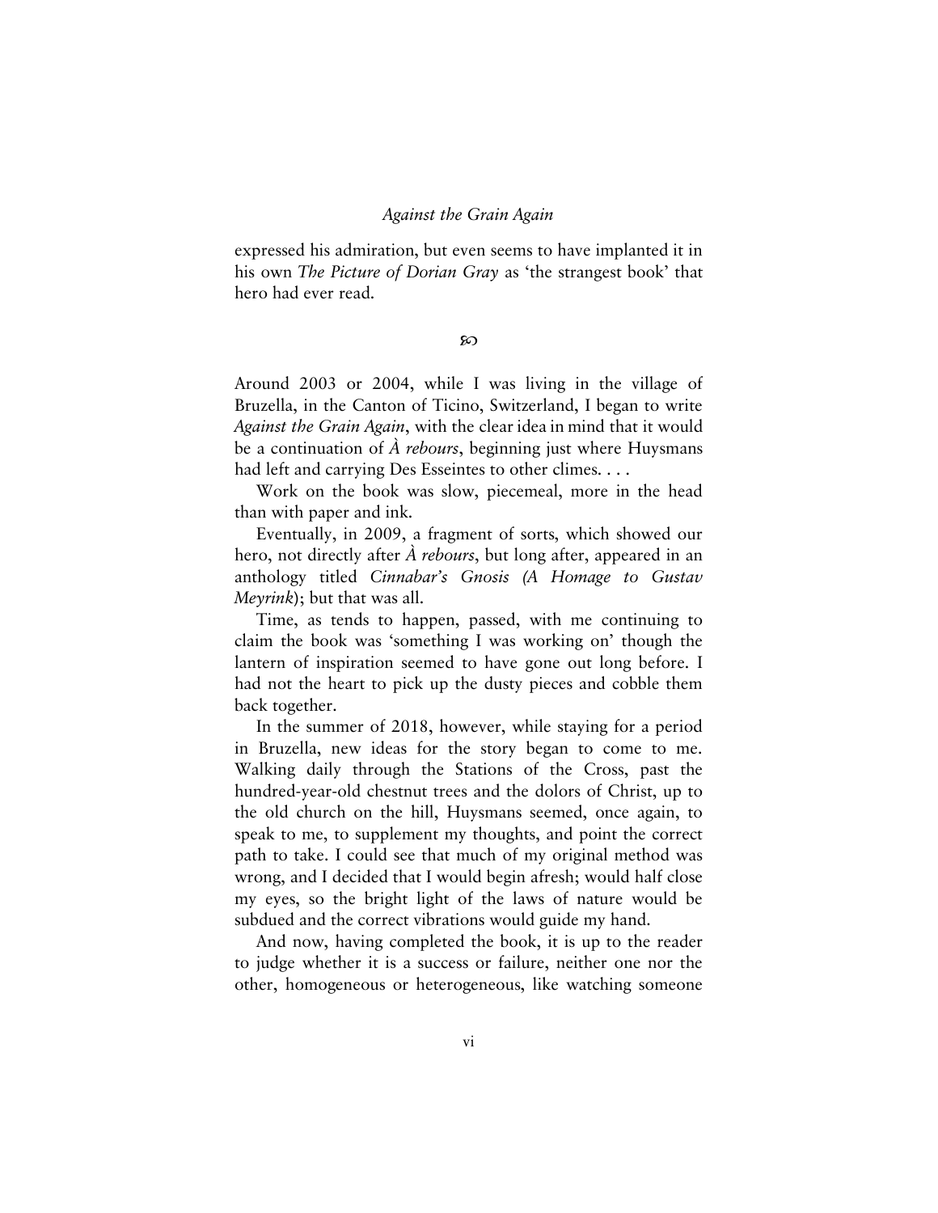expressed his admiration, but even seems to have implanted it in his own *The Picture of Dorian Gray* as 'the strangest book' that hero had ever read.

ꙮ

Around 2003 or 2004, while I was living in the village of Bruzella, in the Canton of Ticino, Switzerland, I began to write *Against the Grain Again*, with the clear idea in mind that it would be a continuation of *À rebours*, beginning just where Huysmans had left and carrying Des Esseintes to other climes. . . .

Work on the book was slow, piecemeal, more in the head than with paper and ink.

Eventually, in 2009, a fragment of sorts, which showed our hero, not directly after *À rebours*, but long after, appeared in an anthology titled *Cinnabar's Gnosis (A Homage to Gustav Meyrink*); but that was all.

Time, as tends to happen, passed, with me continuing to claim the book was 'something I was working on' though the lantern of inspiration seemed to have gone out long before. I had not the heart to pick up the dusty pieces and cobble them back together.

In the summer of 2018, however, while staying for a period in Bruzella, new ideas for the story began to come to me. Walking daily through the Stations of the Cross, past the hundred-year-old chestnut trees and the dolors of Christ, up to the old church on the hill, Huysmans seemed, once again, to speak to me, to supplement my thoughts, and point the correct path to take. I could see that much of my original method was wrong, and I decided that I would begin afresh; would half close my eyes, so the bright light of the laws of nature would be subdued and the correct vibrations would guide my hand.

And now, having completed the book, it is up to the reader to judge whether it is a success or failure, neither one nor the other, homogeneous or heterogeneous, like watching someone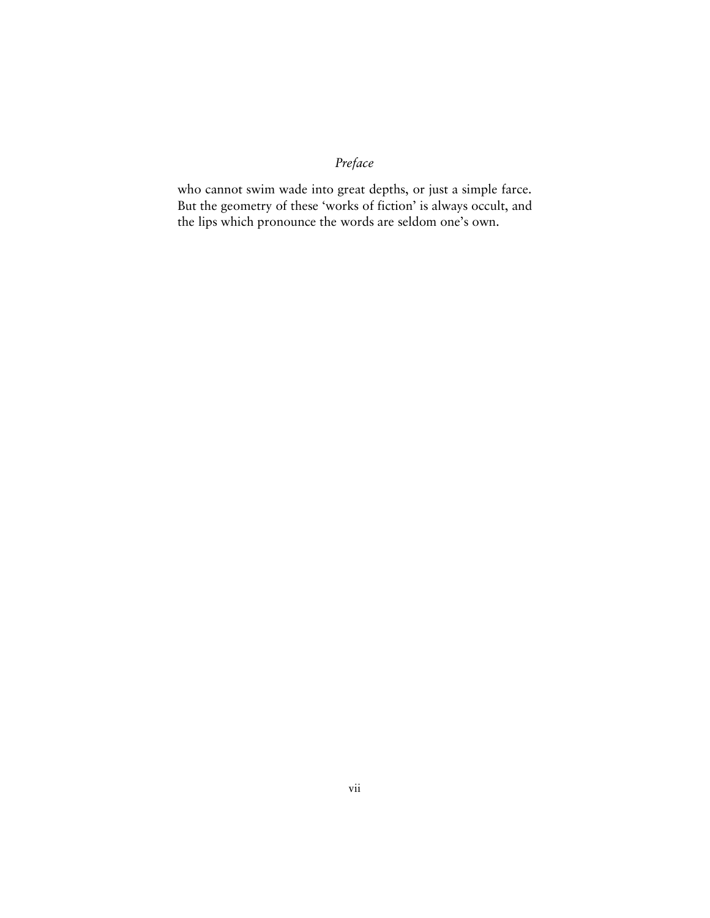who cannot swim wade into great depths, or just a simple farce. But the geometry of these 'works of fiction' is always occult, and the lips which pronounce the words are seldom one's own.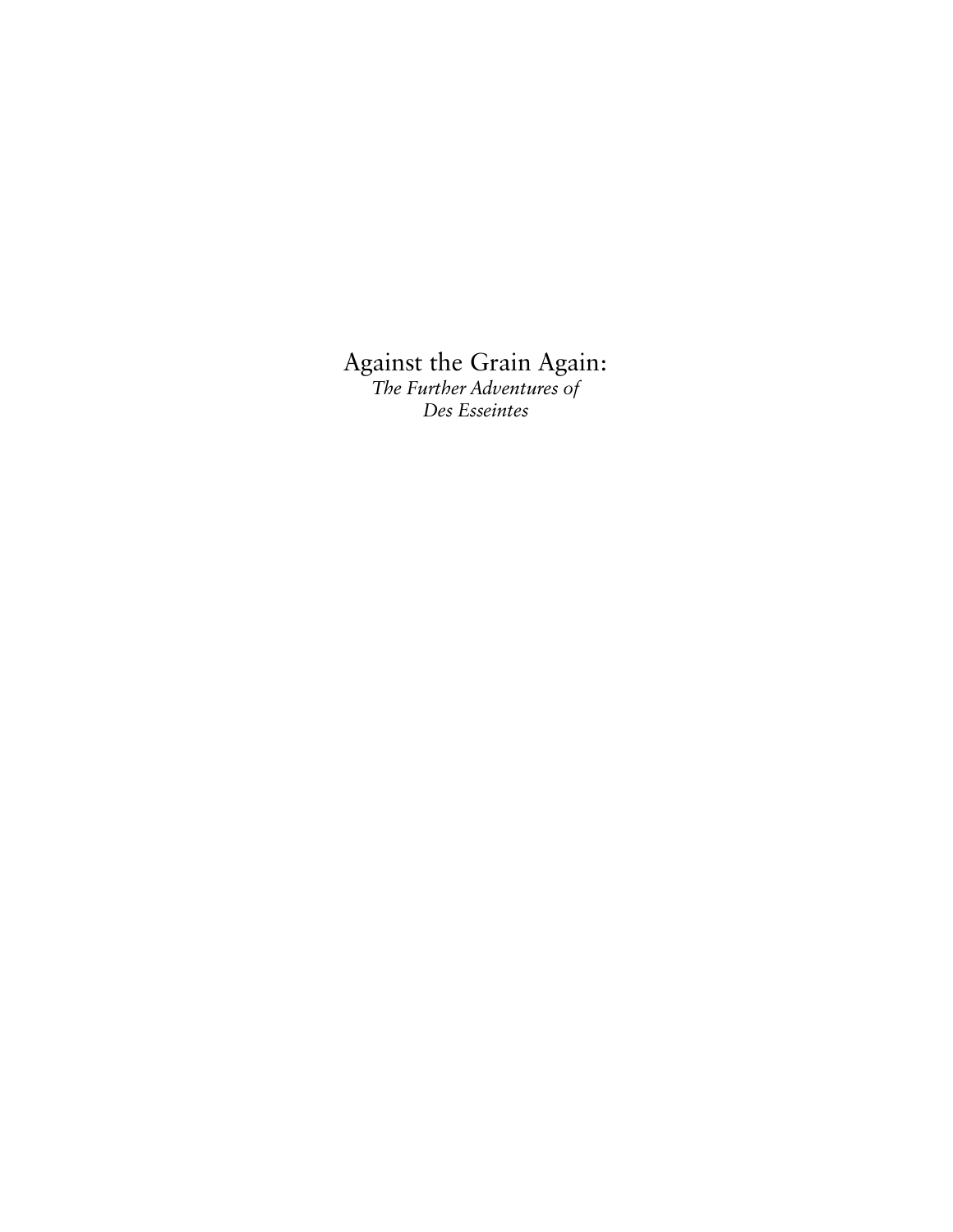# Against the Grain Again:

*The Further Adventures of Des Esseintes*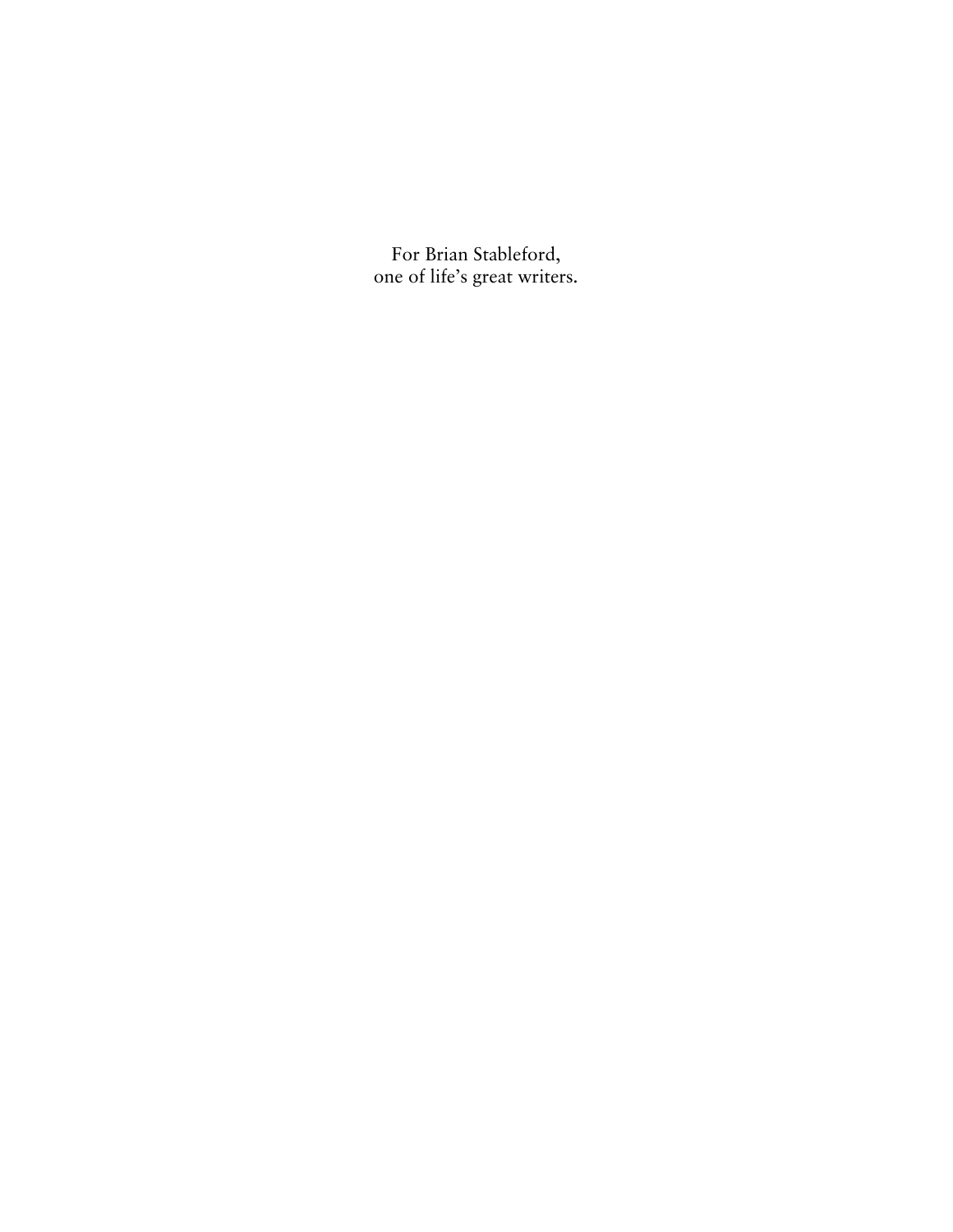For Brian Stableford,
one of life's great writers.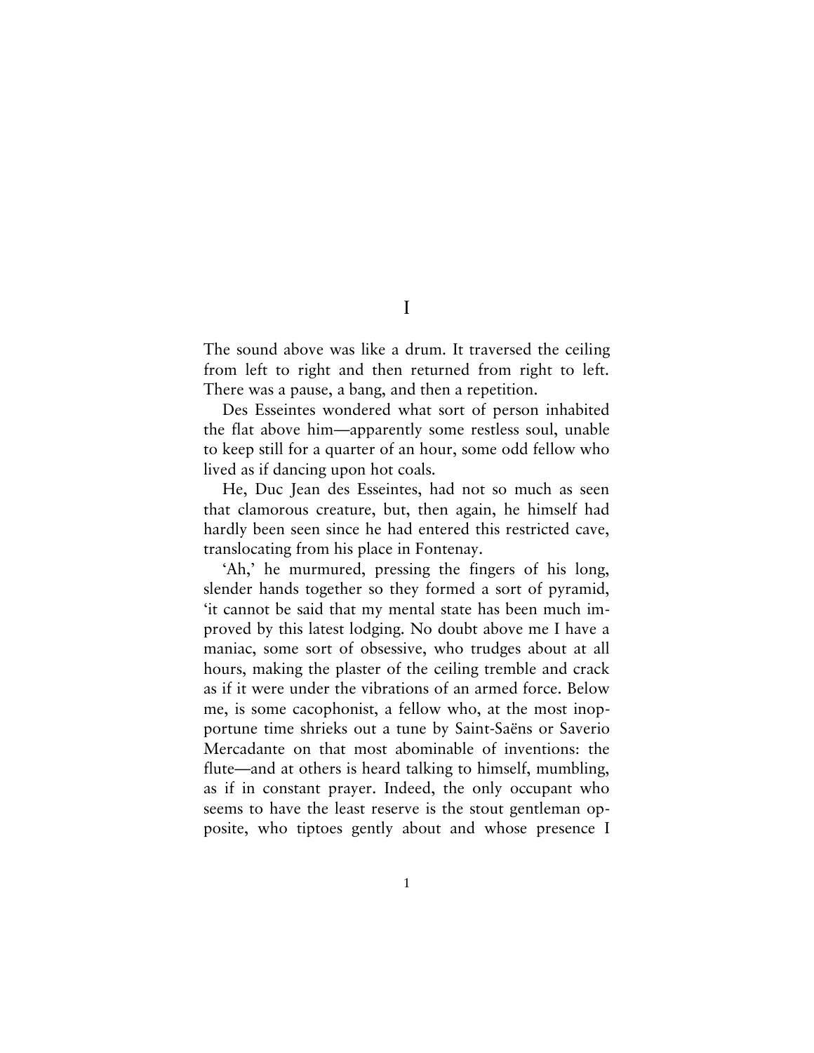# I

The sound above was like a drum. It traversed the ceiling from left to right and then returned from right to left. There was a pause, a bang, and then a repetition.

Des Esseintes wondered what sort of person inhabited the flat above him—apparently some restless soul, unable to keep still for a quarter of an hour, some odd fellow who lived as if dancing upon hot coals.

He, Duc Jean des Esseintes, had not so much as seen that clamorous creature, but, then again, he himself had hardly been seen since he had entered this restricted cave, translocating from his place in Fontenay.

'Ah,' he murmured, pressing the fingers of his long, slender hands together so they formed a sort of pyramid, 'it cannot be said that my mental state has been much improved by this latest lodging. No doubt above me I have a maniac, some sort of obsessive, who trudges about at all hours, making the plaster of the ceiling tremble and crack as if it were under the vibrations of an armed force. Below me, is some cacophonist, a fellow who, at the most inopportune time shrieks out a tune by Saint-Saëns or Saverio Mercadante on that most abominable of inventions: the flute—and at others is heard talking to himself, mumbling, as if in constant prayer. Indeed, the only occupant who seems to have the least reserve is the stout gentleman opposite, who tiptoes gently about and whose presence I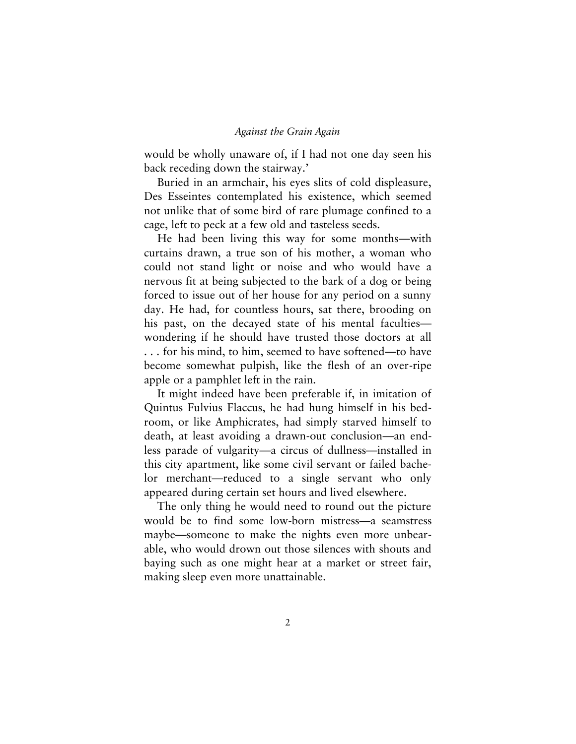would be wholly unaware of, if I had not one day seen his back receding down the stairway.'

Buried in an armchair, his eyes slits of cold displeasure, Des Esseintes contemplated his existence, which seemed not unlike that of some bird of rare plumage confined to a cage, left to peck at a few old and tasteless seeds.

He had been living this way for some months—with curtains drawn, a true son of his mother, a woman who could not stand light or noise and who would have a nervous fit at being subjected to the bark of a dog or being forced to issue out of her house for any period on a sunny day. He had, for countless hours, sat there, brooding on his past, on the decayed state of his mental faculties—wondering if he should have trusted those doctors at all . . . for his mind, to him, seemed to have softened—to have become somewhat pulpish, like the flesh of an over-ripe apple or a pamphlet left in the rain.

It might indeed have been preferable if, in imitation of Quintus Fulvius Flaccus, he had hung himself in his bedroom, or like Amphicrates, had simply starved himself to death, at least avoiding a drawn-out conclusion—an endless parade of vulgarity—a circus of dullness—installed in this city apartment, like some civil servant or failed bachelor merchant—reduced to a single servant who only appeared during certain set hours and lived elsewhere.

The only thing he would need to round out the picture would be to find some low-born mistress—a seamstress maybe—someone to make the nights even more unbearable, who would drown out those silences with shouts and baying such as one might hear at a market or street fair, making sleep even more unattainable.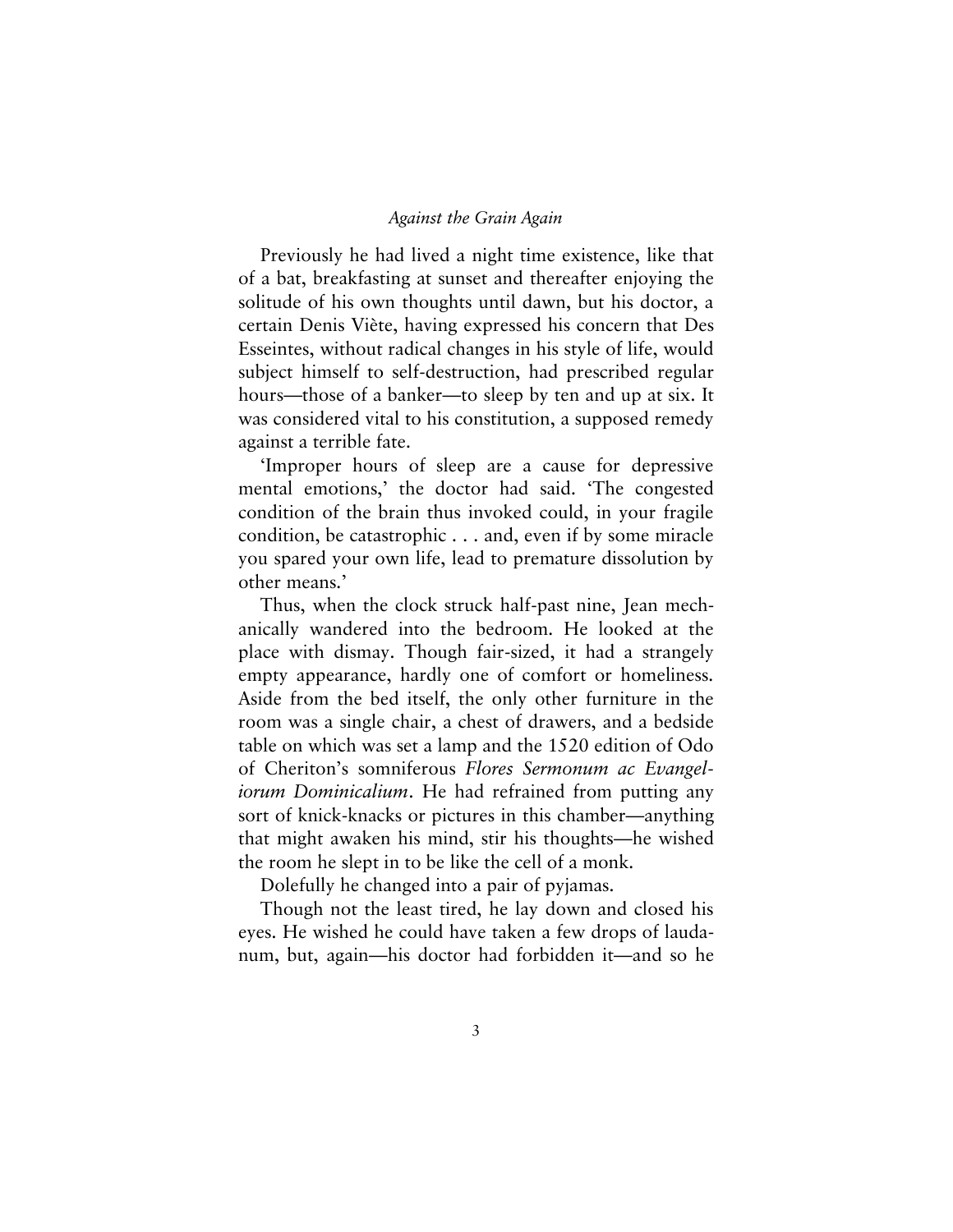Previously he had lived a night time existence, like that of a bat, breakfasting at sunset and thereafter enjoying the solitude of his own thoughts until dawn, but his doctor, a certain Denis Viète, having expressed his concern that Des Esseintes, without radical changes in his style of life, would subject himself to self-destruction, had prescribed regular hours—those of a banker—to sleep by ten and up at six. It was considered vital to his constitution, a supposed remedy against a terrible fate.

'Improper hours of sleep are a cause for depressive mental emotions,' the doctor had said. 'The congested condition of the brain thus invoked could, in your fragile condition, be catastrophic . . . and, even if by some miracle you spared your own life, lead to premature dissolution by other means.'

Thus, when the clock struck half-past nine, Jean mechanically wandered into the bedroom. He looked at the place with dismay. Though fair-sized, it had a strangely empty appearance, hardly one of comfort or homeliness. Aside from the bed itself, the only other furniture in the room was a single chair, a chest of drawers, and a bedside table on which was set a lamp and the 1520 edition of Odo of Cheriton's somniferous *Flores Sermonum ac Evangeliorum Dominicalium*. He had refrained from putting any sort of knick-knacks or pictures in this chamber—anything that might awaken his mind, stir his thoughts—he wished the room he slept in to be like the cell of a monk.

Dolefully he changed into a pair of pyjamas.

Though not the least tired, he lay down and closed his eyes. He wished he could have taken a few drops of laudanum, but, again—his doctor had forbidden it—and so he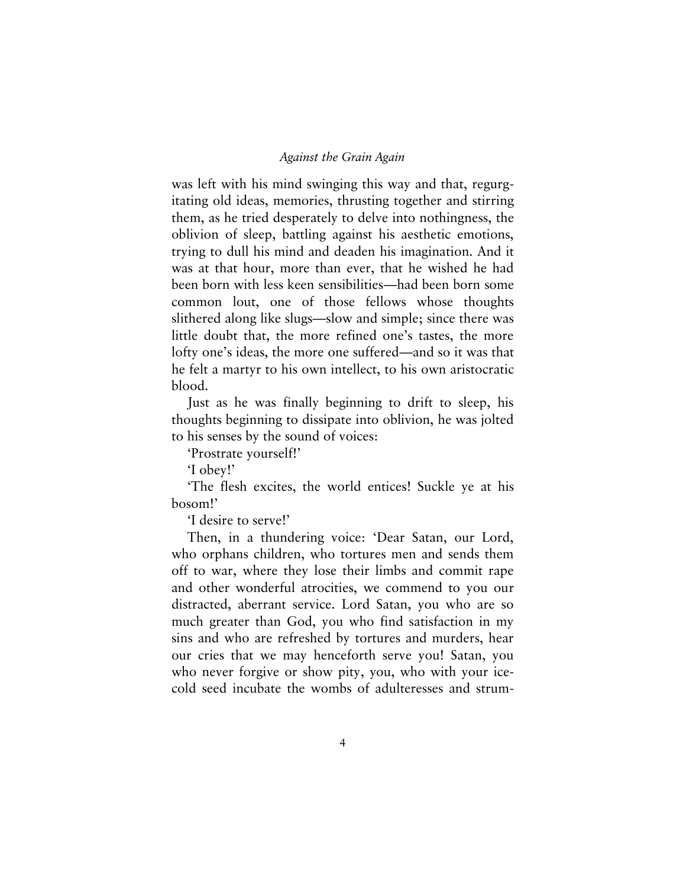was left with his mind swinging this way and that, regurgitating old ideas, memories, thrusting together and stirring them, as he tried desperately to delve into nothingness, the oblivion of sleep, battling against his aesthetic emotions, trying to dull his mind and deaden his imagination. And it was at that hour, more than ever, that he wished he had been born with less keen sensibilities—had been born some common lout, one of those fellows whose thoughts slithered along like slugs—slow and simple; since there was little doubt that, the more refined one's tastes, the more lofty one's ideas, the more one suffered—and so it was that he felt a martyr to his own intellect, to his own aristocratic blood.

Just as he was finally beginning to drift to sleep, his thoughts beginning to dissipate into oblivion, he was jolted to his senses by the sound of voices:

'Prostrate yourself!'

'I obey!'

'The flesh excites, the world entices! Suckle ye at his bosom!'

'I desire to serve!'

Then, in a thundering voice: 'Dear Satan, our Lord, who orphans children, who tortures men and sends them off to war, where they lose their limbs and commit rape and other wonderful atrocities, we commend to you our distracted, aberrant service. Lord Satan, you who are so much greater than God, you who find satisfaction in my sins and who are refreshed by tortures and murders, hear our cries that we may henceforth serve you! Satan, you who never forgive or show pity, you, who with your ice-cold seed incubate the wombs of adulteresses and strum-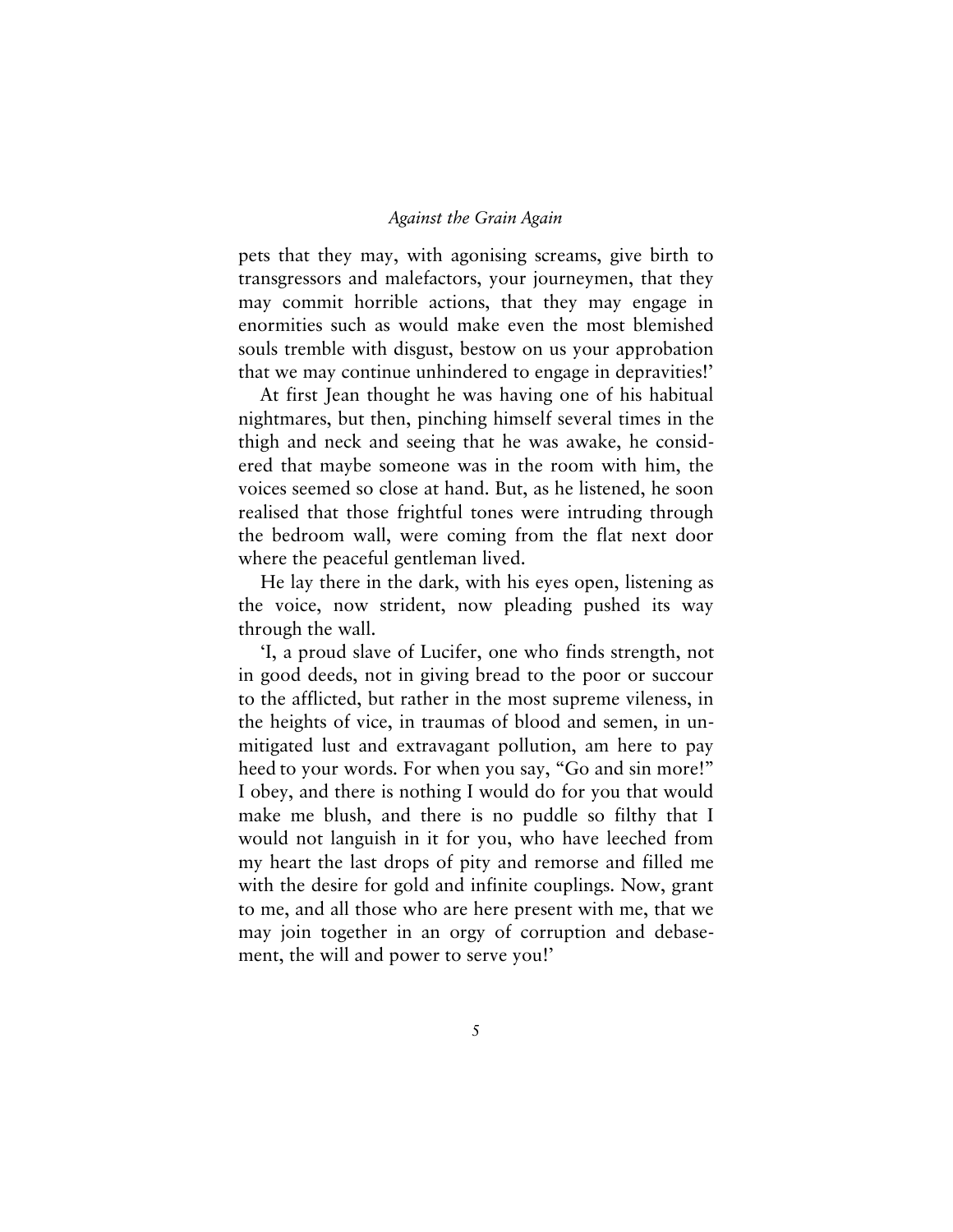pets that they may, with agonising screams, give birth to transgressors and malefactors, your journeymen, that they may commit horrible actions, that they may engage in enormities such as would make even the most blemished souls tremble with disgust, bestow on us your approbation that we may continue unhindered to engage in depravities!'

At first Jean thought he was having one of his habitual nightmares, but then, pinching himself several times in the thigh and neck and seeing that he was awake, he considered that maybe someone was in the room with him, the voices seemed so close at hand. But, as he listened, he soon realised that those frightful tones were intruding through the bedroom wall, were coming from the flat next door where the peaceful gentleman lived.

He lay there in the dark, with his eyes open, listening as the voice, now strident, now pleading pushed its way through the wall.

'I, a proud slave of Lucifer, one who finds strength, not in good deeds, not in giving bread to the poor or succour to the afflicted, but rather in the most supreme vileness, in the heights of vice, in traumas of blood and semen, in unmitigated lust and extravagant pollution, am here to pay heed to your words. For when you say, "Go and sin more!" I obey, and there is nothing I would do for you that would make me blush, and there is no puddle so filthy that I would not languish in it for you, who have leeched from my heart the last drops of pity and remorse and filled me with the desire for gold and infinite couplings. Now, grant to me, and all those who are here present with me, that we may join together in an orgy of corruption and debasement, the will and power to serve you!'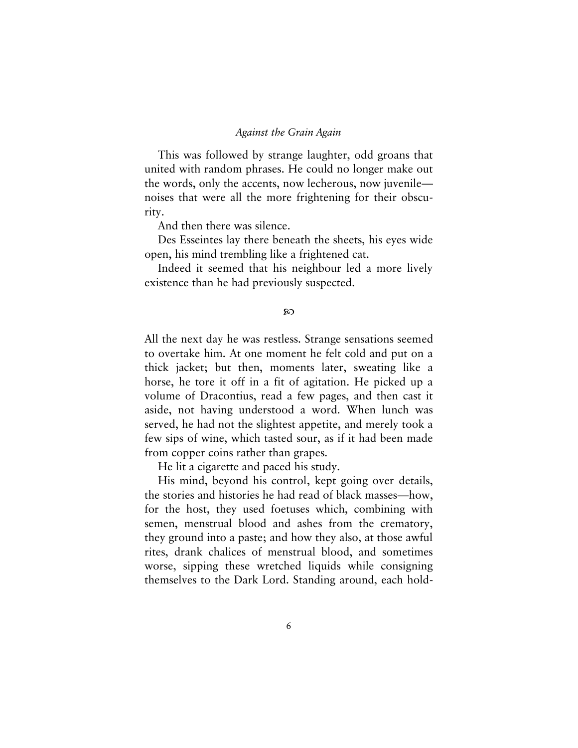This was followed by strange laughter, odd groans that united with random phrases. He could no longer make out the words, only the accents, now lecherous, now juvenile—noises that were all the more frightening for their obscurity.

And then there was silence.

Des Esseintes lay there beneath the sheets, his eyes wide open, his mind trembling like a frightened cat.

Indeed it seemed that his neighbour led a more lively existence than he had previously suspected.

℘

All the next day he was restless. Strange sensations seemed to overtake him. At one moment he felt cold and put on a thick jacket; but then, moments later, sweating like a horse, he tore it off in a fit of agitation. He picked up a volume of Dracontius, read a few pages, and then cast it aside, not having understood a word. When lunch was served, he had not the slightest appetite, and merely took a few sips of wine, which tasted sour, as if it had been made from copper coins rather than grapes.

He lit a cigarette and paced his study.

His mind, beyond his control, kept going over details, the stories and histories he had read of black masses—how, for the host, they used foetuses which, combining with semen, menstrual blood and ashes from the crematory, they ground into a paste; and how they also, at those awful rites, drank chalices of menstrual blood, and sometimes worse, sipping these wretched liquids while consigning themselves to the Dark Lord. Standing around, each hold-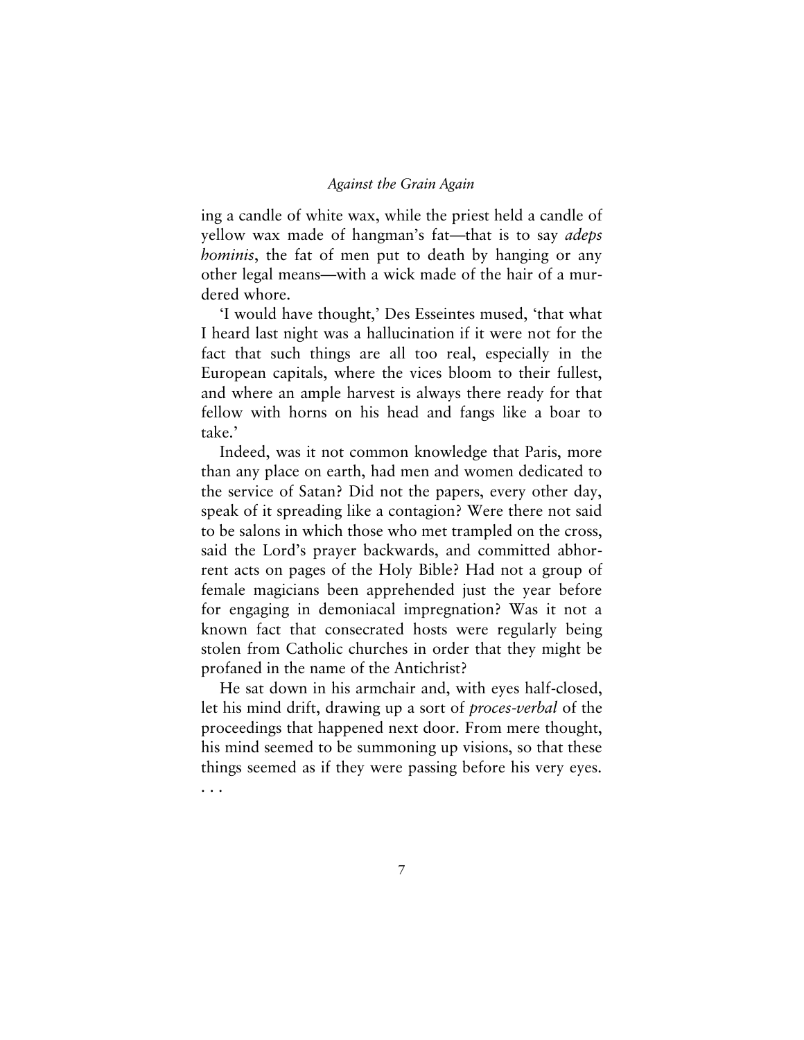ing a candle of white wax, while the priest held a candle of yellow wax made of hangman's fat—that is to say *adeps hominis*, the fat of men put to death by hanging or any other legal means—with a wick made of the hair of a murdered whore.

'I would have thought,' Des Esseintes mused, 'that what I heard last night was a hallucination if it were not for the fact that such things are all too real, especially in the European capitals, where the vices bloom to their fullest, and where an ample harvest is always there ready for that fellow with horns on his head and fangs like a boar to take.'

Indeed, was it not common knowledge that Paris, more than any place on earth, had men and women dedicated to the service of Satan? Did not the papers, every other day, speak of it spreading like a contagion? Were there not said to be salons in which those who met trampled on the cross, said the Lord's prayer backwards, and committed abhorrent acts on pages of the Holy Bible? Had not a group of female magicians been apprehended just the year before for engaging in demoniacal impregnation? Was it not a known fact that consecrated hosts were regularly being stolen from Catholic churches in order that they might be profaned in the name of the Antichrist?

He sat down in his armchair and, with eyes half-closed, let his mind drift, drawing up a sort of *proces-verbal* of the proceedings that happened next door. From mere thought, his mind seemed to be summoning up visions, so that these things seemed as if they were passing before his very eyes. . . .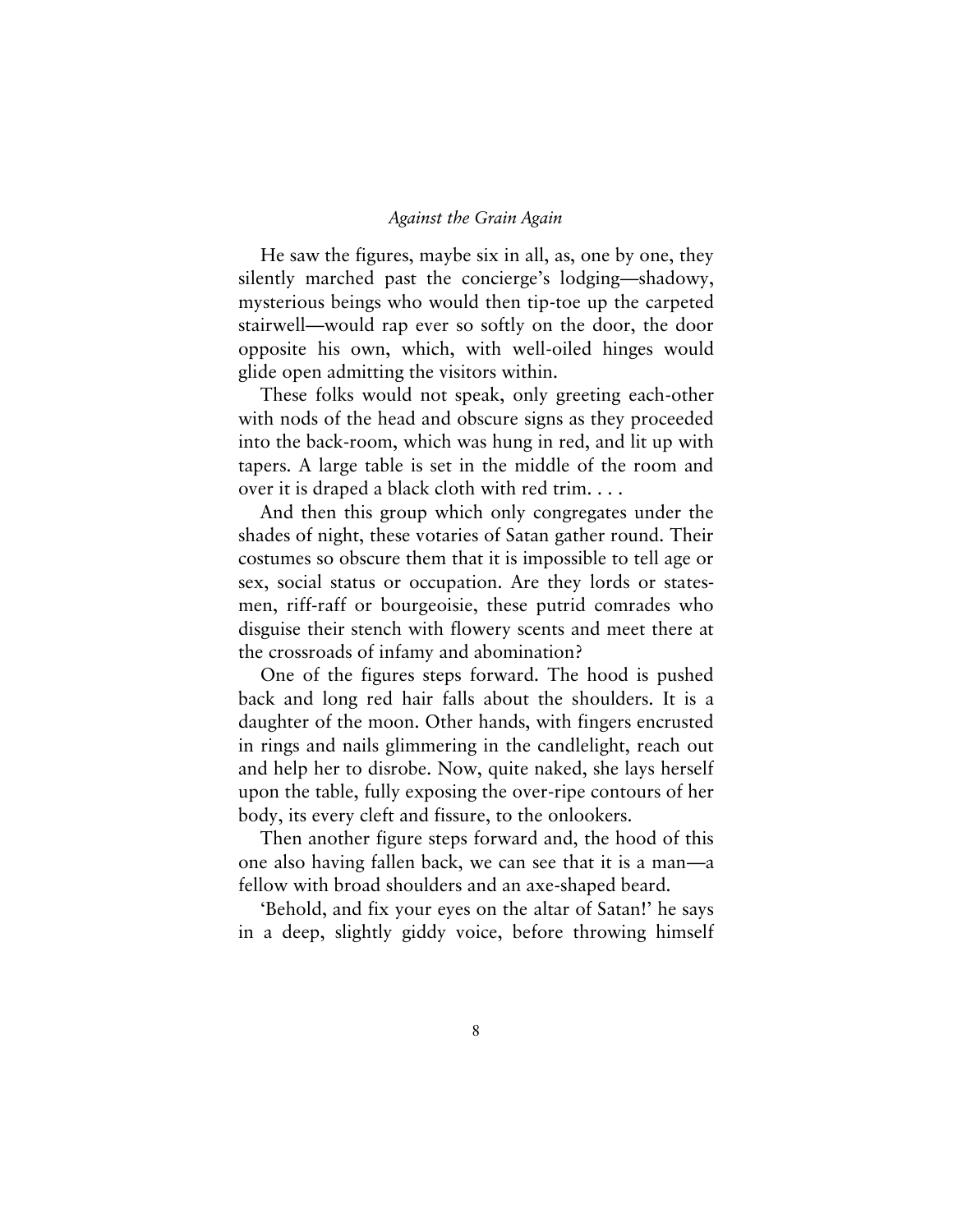He saw the figures, maybe six in all, as, one by one, they silently marched past the concierge's lodging—shadowy, mysterious beings who would then tip-toe up the carpeted stairwell—would rap ever so softly on the door, the door opposite his own, which, with well-oiled hinges would glide open admitting the visitors within.

These folks would not speak, only greeting each-other with nods of the head and obscure signs as they proceeded into the back-room, which was hung in red, and lit up with tapers. A large table is set in the middle of the room and over it is draped a black cloth with red trim. . . .

And then this group which only congregates under the shades of night, these votaries of Satan gather round. Their costumes so obscure them that it is impossible to tell age or sex, social status or occupation. Are they lords or statesmen, riff-raff or bourgeoisie, these putrid comrades who disguise their stench with flowery scents and meet there at the crossroads of infamy and abomination?

One of the figures steps forward. The hood is pushed back and long red hair falls about the shoulders. It is a daughter of the moon. Other hands, with fingers encrusted in rings and nails glimmering in the candlelight, reach out and help her to disrobe. Now, quite naked, she lays herself upon the table, fully exposing the over-ripe contours of her body, its every cleft and fissure, to the onlookers.

Then another figure steps forward and, the hood of this one also having fallen back, we can see that it is a man—a fellow with broad shoulders and an axe-shaped beard.

'Behold, and fix your eyes on the altar of Satan!' he says in a deep, slightly giddy voice, before throwing himself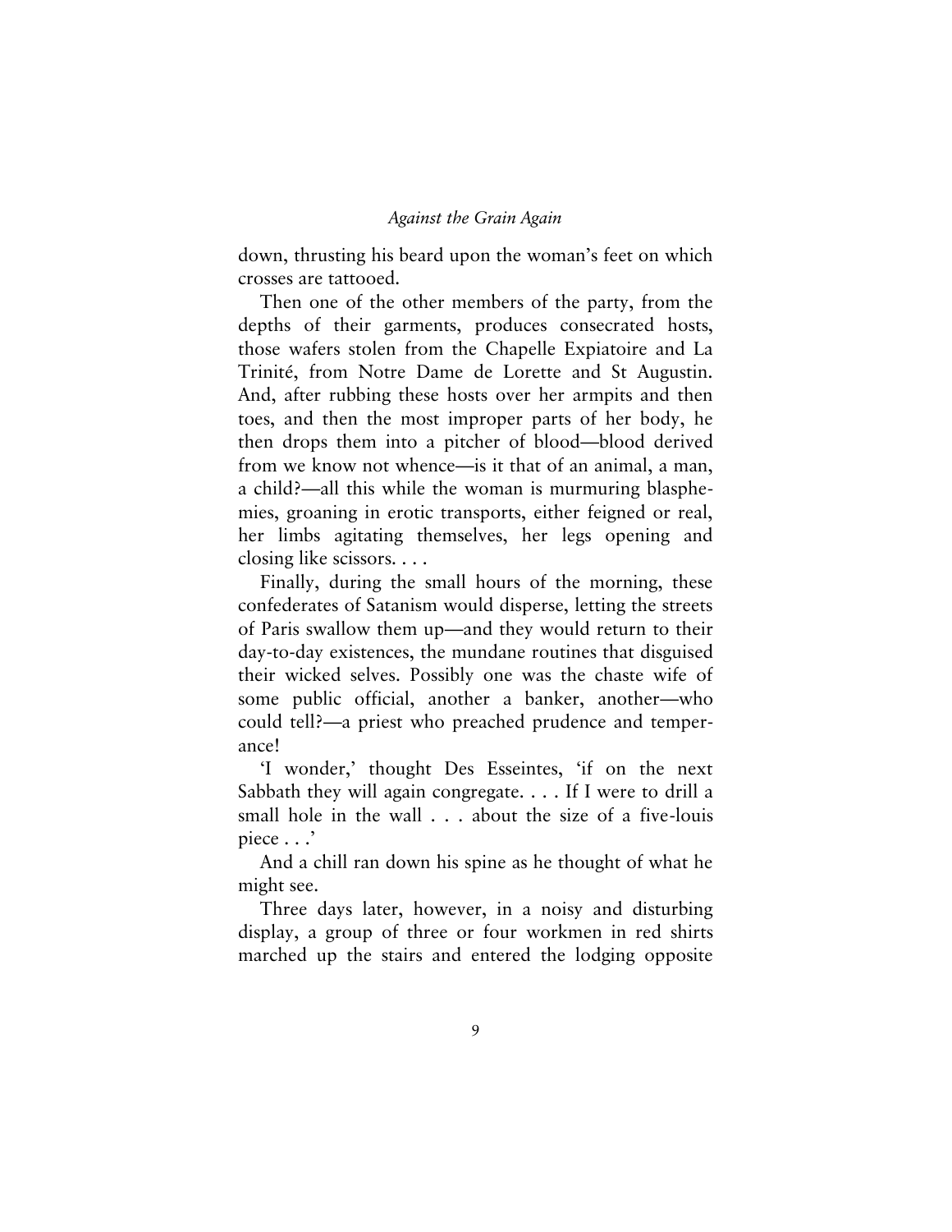down, thrusting his beard upon the woman's feet on which crosses are tattooed.

Then one of the other members of the party, from the depths of their garments, produces consecrated hosts, those wafers stolen from the Chapelle Expiatoire and La Trinité, from Notre Dame de Lorette and St Augustin. And, after rubbing these hosts over her armpits and then toes, and then the most improper parts of her body, he then drops them into a pitcher of blood—blood derived from we know not whence—is it that of an animal, a man, a child?—all this while the woman is murmuring blasphemies, groaning in erotic transports, either feigned or real, her limbs agitating themselves, her legs opening and closing like scissors. . . .

Finally, during the small hours of the morning, these confederates of Satanism would disperse, letting the streets of Paris swallow them up—and they would return to their day-to-day existences, the mundane routines that disguised their wicked selves. Possibly one was the chaste wife of some public official, another a banker, another—who could tell?—a priest who preached prudence and temperance!

'I wonder,' thought Des Esseintes, 'if on the next Sabbath they will again congregate. . . . If I were to drill a small hole in the wall . . . about the size of a five-louis piece . . .'

And a chill ran down his spine as he thought of what he might see.

Three days later, however, in a noisy and disturbing display, a group of three or four workmen in red shirts marched up the stairs and entered the lodging opposite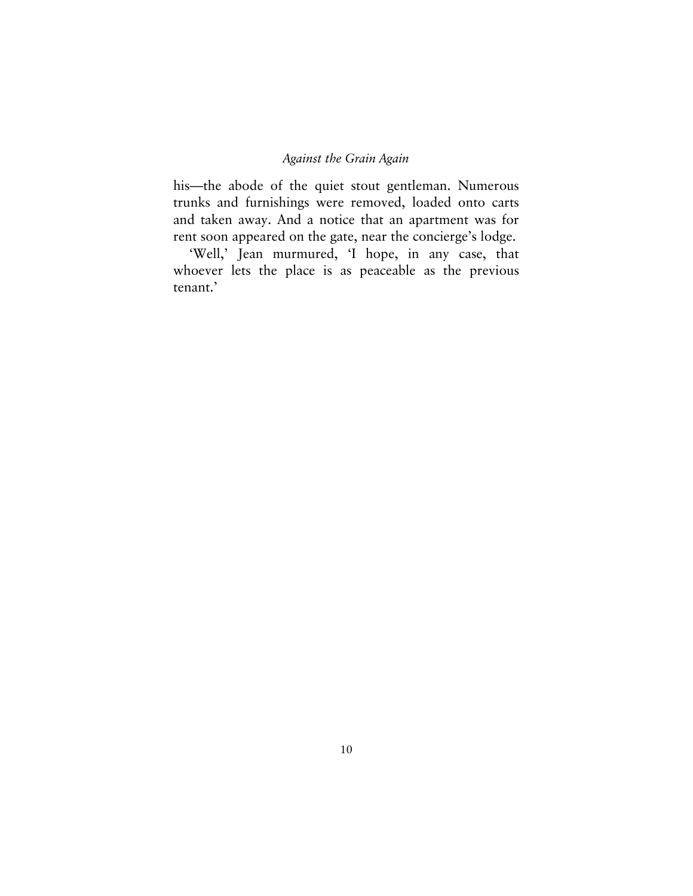his—the abode of the quiet stout gentleman. Numerous trunks and furnishings were removed, loaded onto carts and taken away. And a notice that an apartment was for rent soon appeared on the gate, near the concierge's lodge.

'Well,' Jean murmured, 'I hope, in any case, that whoever lets the place is as peaceable as the previous tenant.'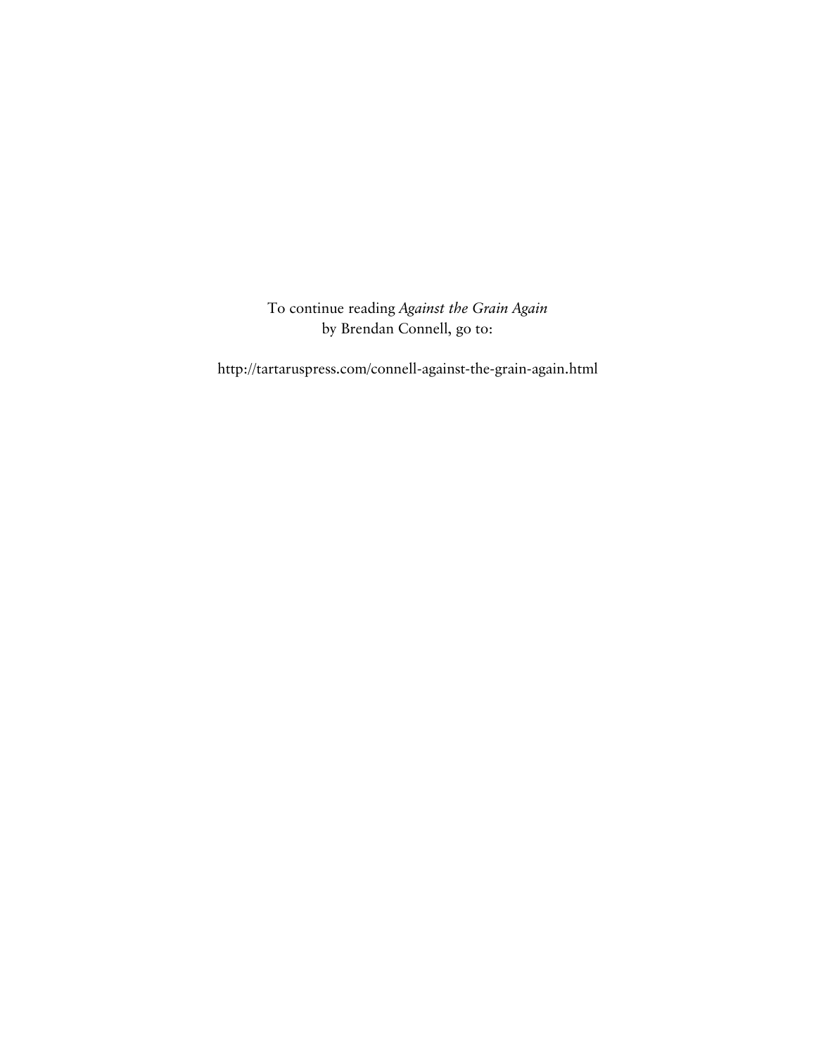To continue reading *Against the Grain Again*
by Brendan Connell, go to:

http://tartaruspress.com/connell-against-the-grain-again.html